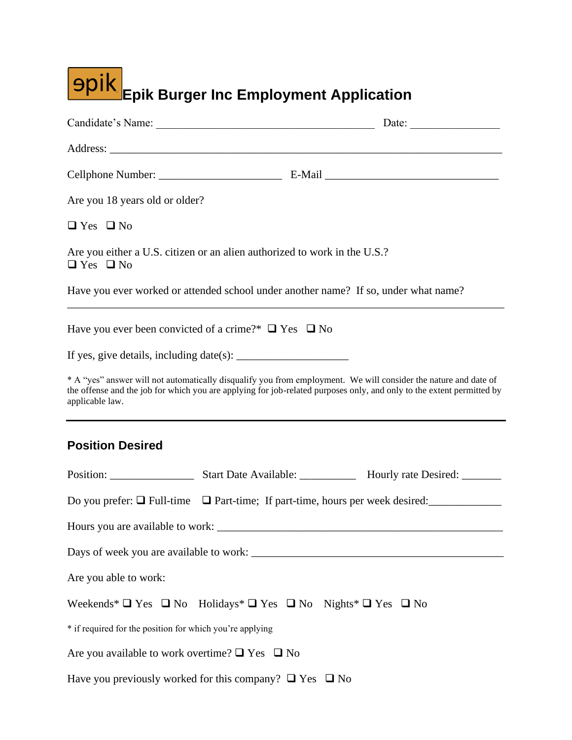# epik Epik Burger Inc Employment Application

Candidate's Name: ________________________________________ Date: ________________

Address: ________________________________________________________________________

Cellphone Number: ______________________ E-Mail _______________________________

Are you 18 years old or older?

❑ Yes ❑ No

Are you either a U.S. citizen or an alien authorized to work in the U.S.?
❑ Yes ❑ No

Have you ever worked or attended school under another name? If so, under what name?

________________________________________________________________________________

Have you ever been convicted of a crime?* ❑ Yes ❑ No

If yes, give details, including date(s): ____________________

* A "yes" answer will not automatically disqualify you from employment. We will consider the nature and date of the offense and the job for which you are applying for job-related purposes only, and only to the extent permitted by applicable law.

---

## Position Desired

Position: _______________ Start Date Available: __________ Hourly rate Desired: _______

Do you prefer: ❑ Full-time ❑ Part-time; If part-time, hours per week desired:_____________

Hours you are available to work: _____________________________________________________

Days of week you are available to work: ______________________________________________

Are you able to work:

Weekends* ❑ Yes ❑ No Holidays* ❑ Yes ❑ No Nights* ❑ Yes ❑ No

* if required for the position for which you're applying

Are you available to work overtime? ❑ Yes ❑ No

Have you previously worked for this company? ❑ Yes ❑ No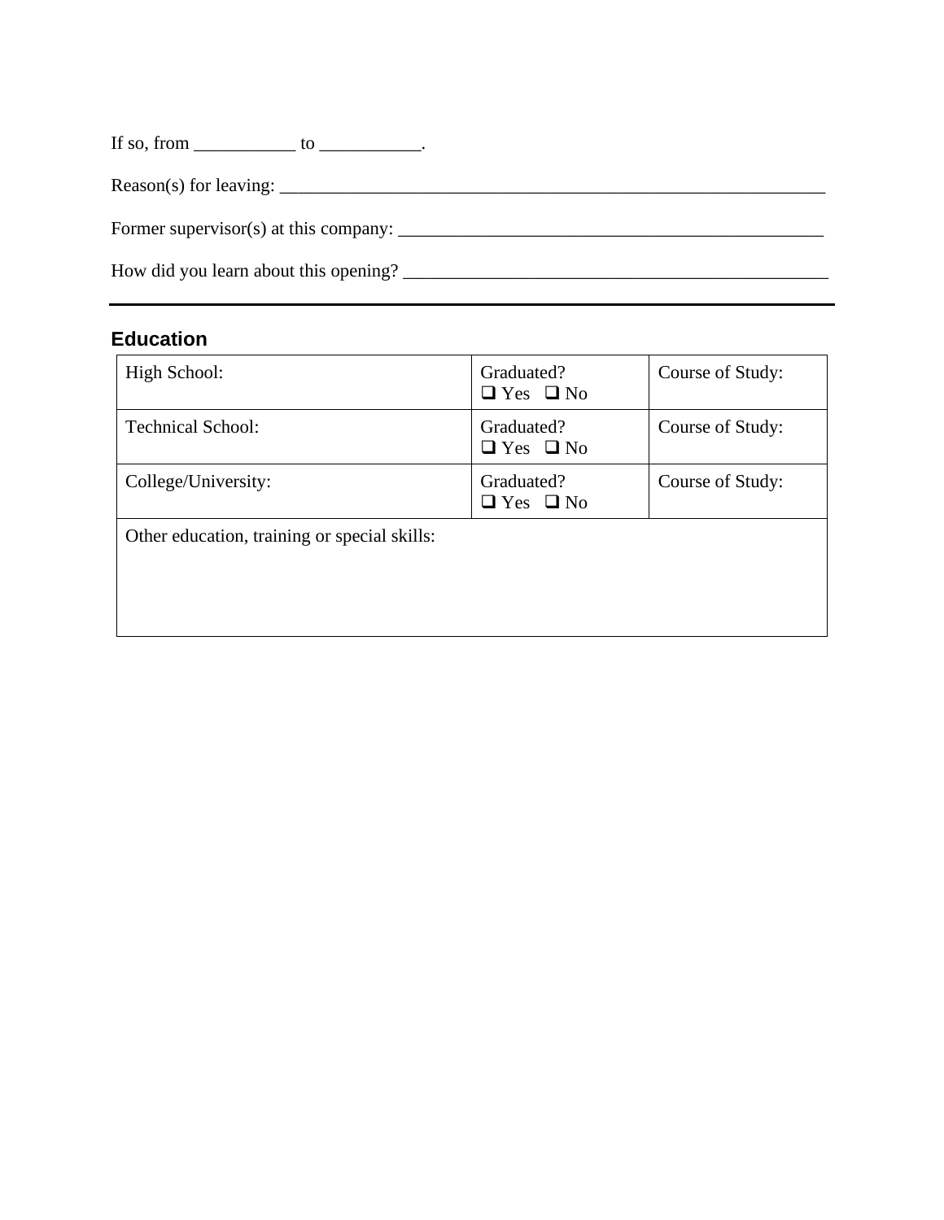If so, from ___________ to ___________.

Reason(s) for leaving: ______________________________________________________________

Former supervisor(s) at this company: _______________________________________________

How did you learn about this opening? _______________________________________________

---

## Education

| High School: | Graduated? ❑ Yes ❑ No | Course of Study: |
|---|---|---|
| Technical School: | Graduated? ❑ Yes ❑ No | Course of Study: |
| College/University: | Graduated? ❑ Yes ❑ No | Course of Study: |
| Other education, training or special skills: | | |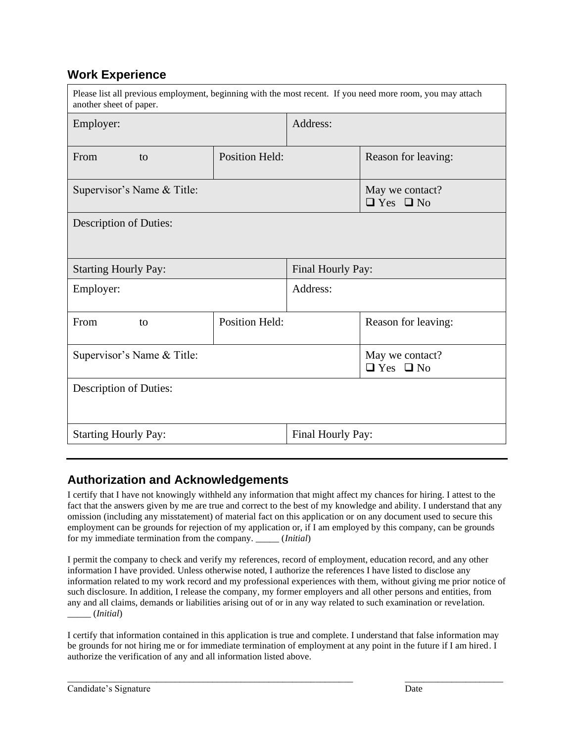## Work Experience

| | | | |
|---|---|---|---|
| Please list all previous employment, beginning with the most recent. If you need more room, you may attach another sheet of paper. | | | |
| Employer: | | Address: | |
| From to | Position Held: | | Reason for leaving: |
| Supervisor's Name & Title: | | | May we contact? ❑ Yes ❑ No |
| Description of Duties: | | | |
| Starting Hourly Pay: | | Final Hourly Pay: | |
| Employer: | | Address: | |
| From to | Position Held: | | Reason for leaving: |
| Supervisor's Name & Title: | | | May we contact? ❑ Yes ❑ No |
| Description of Duties: | | | |
| Starting Hourly Pay: | | Final Hourly Pay: | |

## Authorization and Acknowledgements

I certify that I have not knowingly withheld any information that might affect my chances for hiring. I attest to the fact that the answers given by me are true and correct to the best of my knowledge and ability. I understand that any omission (including any misstatement) of material fact on this application or on any document used to secure this employment can be grounds for rejection of my application or, if I am employed by this company, can be grounds for my immediate termination from the company. _____ (*Initial*)

I permit the company to check and verify my references, record of employment, education record, and any other information I have provided. Unless otherwise noted, I authorize the references I have listed to disclose any information related to my work record and my professional experiences with them, without giving me prior notice of such disclosure. In addition, I release the company, my former employers and all other persons and entities, from any and all claims, demands or liabilities arising out of or in any way related to such examination or revelation. _____ (*Initial*)

I certify that information contained in this application is true and complete. I understand that false information may be grounds for not hiring me or for immediate termination of employment at any point in the future if I am hired. I authorize the verification of any and all information listed above.

_______________________________________________________________ Candidate's Signature

_____________________ Date